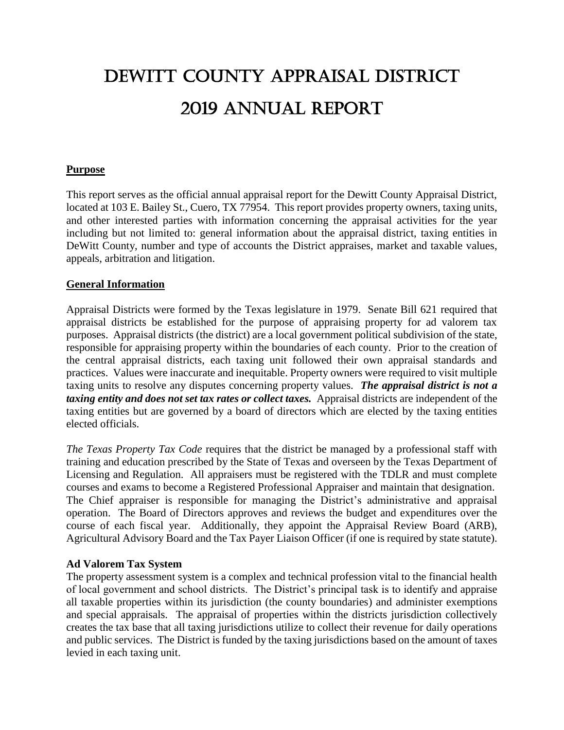# DEWITT COUNTY APPRAISAL DISTRICT

# 2019 ANNUAL REPORT

## Purpose

This report serves as the official annual appraisal report for the Dewitt County Appraisal District, located at 103 E. Bailey St., Cuero, TX 77954. This report provides property owners, taxing units, and other interested parties with information concerning the appraisal activities for the year including but not limited to: general information about the appraisal district, taxing entities in DeWitt County, number and type of accounts the District appraises, market and taxable values, appeals, arbitration and litigation.

## General Information

Appraisal Districts were formed by the Texas legislature in 1979. Senate Bill 621 required that appraisal districts be established for the purpose of appraising property for ad valorem tax purposes. Appraisal districts (the district) are a local government political subdivision of the state, responsible for appraising property within the boundaries of each county. Prior to the creation of the central appraisal districts, each taxing unit followed their own appraisal standards and practices. Values were inaccurate and inequitable. Property owners were required to visit multiple taxing units to resolve any disputes concerning property values. ***The appraisal district is not a taxing entity and does not set tax rates or collect taxes.*** Appraisal districts are independent of the taxing entities but are governed by a board of directors which are elected by the taxing entities elected officials.

*The Texas Property Tax Code* requires that the district be managed by a professional staff with training and education prescribed by the State of Texas and overseen by the Texas Department of Licensing and Regulation. All appraisers must be registered with the TDLR and must complete courses and exams to become a Registered Professional Appraiser and maintain that designation. The Chief appraiser is responsible for managing the District's administrative and appraisal operation. The Board of Directors approves and reviews the budget and expenditures over the course of each fiscal year. Additionally, they appoint the Appraisal Review Board (ARB), Agricultural Advisory Board and the Tax Payer Liaison Officer (if one is required by state statute).

### Ad Valorem Tax System

The property assessment system is a complex and technical profession vital to the financial health of local government and school districts. The District's principal task is to identify and appraise all taxable properties within its jurisdiction (the county boundaries) and administer exemptions and special appraisals. The appraisal of properties within the districts jurisdiction collectively creates the tax base that all taxing jurisdictions utilize to collect their revenue for daily operations and public services. The District is funded by the taxing jurisdictions based on the amount of taxes levied in each taxing unit.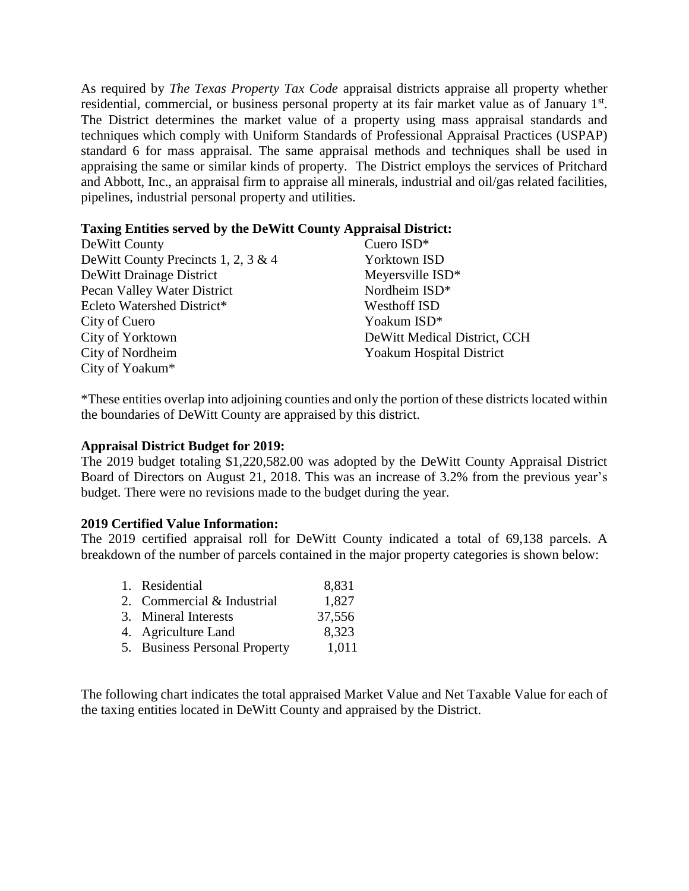As required by *The Texas Property Tax Code* appraisal districts appraise all property whether residential, commercial, or business personal property at its fair market value as of January 1st. The District determines the market value of a property using mass appraisal standards and techniques which comply with Uniform Standards of Professional Appraisal Practices (USPAP) standard 6 for mass appraisal. The same appraisal methods and techniques shall be used in appraising the same or similar kinds of property. The District employs the services of Pritchard and Abbott, Inc., an appraisal firm to appraise all minerals, industrial and oil/gas related facilities, pipelines, industrial personal property and utilities.

**Taxing Entities served by the DeWitt County Appraisal District:**

DeWitt County
DeWitt County Precincts 1, 2, 3 & 4
DeWitt Drainage District
Pecan Valley Water District
Ecleto Watershed District*
City of Cuero
City of Yorktown
City of Nordheim
City of Yoakum*
Cuero ISD*
Yorktown ISD
Meyersville ISD*
Nordheim ISD*
Westhoff ISD
Yoakum ISD*
DeWitt Medical District, CCH
Yoakum Hospital District

*These entities overlap into adjoining counties and only the portion of these districts located within the boundaries of DeWitt County are appraised by this district.

**Appraisal District Budget for 2019:**
The 2019 budget totaling $1,220,582.00 was adopted by the DeWitt County Appraisal District Board of Directors on August 21, 2018. This was an increase of 3.2% from the previous year's budget. There were no revisions made to the budget during the year.

**2019 Certified Value Information:**
The 2019 certified appraisal roll for DeWitt County indicated a total of 69,138 parcels. A breakdown of the number of parcels contained in the major property categories is shown below:

1. Residential 8,831
2. Commercial & Industrial 1,827
3. Mineral Interests 37,556
4. Agriculture Land 8,323
5. Business Personal Property 1,011

The following chart indicates the total appraised Market Value and Net Taxable Value for each of the taxing entities located in DeWitt County and appraised by the District.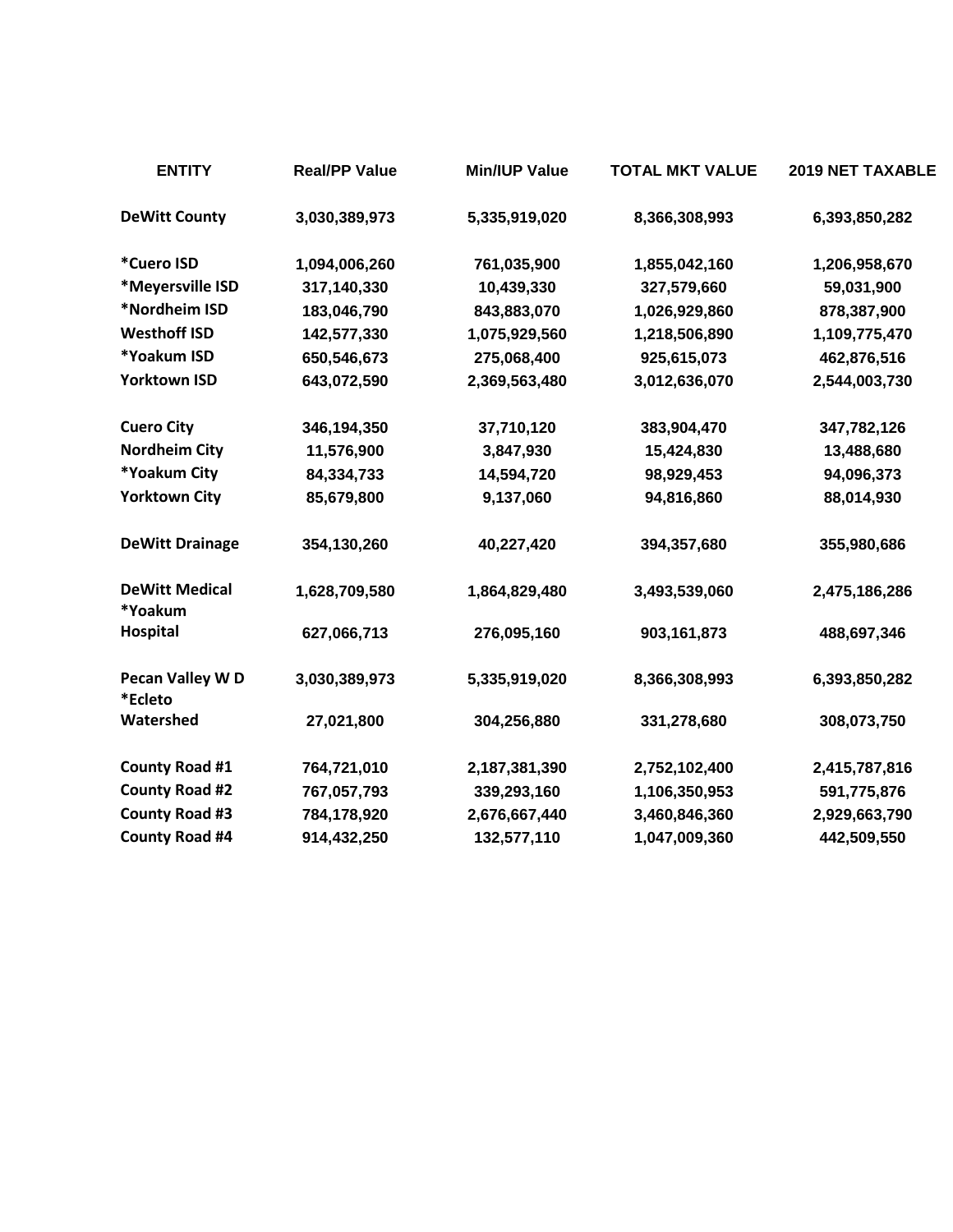| ENTITY | Real/PP Value | Min/IUP Value | TOTAL MKT VALUE | 2019 NET TAXABLE |
|---|---|---|---|---|
| DeWitt County | 3,030,389,973 | 5,335,919,020 | 8,366,308,993 | 6,393,850,282 |
| *Cuero ISD | 1,094,006,260 | 761,035,900 | 1,855,042,160 | 1,206,958,670 |
| *Meyersville ISD | 317,140,330 | 10,439,330 | 327,579,660 | 59,031,900 |
| *Nordheim ISD | 183,046,790 | 843,883,070 | 1,026,929,860 | 878,387,900 |
| Westhoff ISD | 142,577,330 | 1,075,929,560 | 1,218,506,890 | 1,109,775,470 |
| *Yoakum ISD | 650,546,673 | 275,068,400 | 925,615,073 | 462,876,516 |
| Yorktown ISD | 643,072,590 | 2,369,563,480 | 3,012,636,070 | 2,544,003,730 |
| Cuero City | 346,194,350 | 37,710,120 | 383,904,470 | 347,782,126 |
| Nordheim City | 11,576,900 | 3,847,930 | 15,424,830 | 13,488,680 |
| *Yoakum City | 84,334,733 | 14,594,720 | 98,929,453 | 94,096,373 |
| Yorktown City | 85,679,800 | 9,137,060 | 94,816,860 | 88,014,930 |
| DeWitt Drainage | 354,130,260 | 40,227,420 | 394,357,680 | 355,980,686 |
| DeWitt Medical | 1,628,709,580 | 1,864,829,480 | 3,493,539,060 | 2,475,186,286 |
| *Yoakum Hospital | 627,066,713 | 276,095,160 | 903,161,873 | 488,697,346 |
| Pecan Valley W D | 3,030,389,973 | 5,335,919,020 | 8,366,308,993 | 6,393,850,282 |
| *Ecleto Watershed | 27,021,800 | 304,256,880 | 331,278,680 | 308,073,750 |
| County Road #1 | 764,721,010 | 2,187,381,390 | 2,752,102,400 | 2,415,787,816 |
| County Road #2 | 767,057,793 | 339,293,160 | 1,106,350,953 | 591,775,876 |
| County Road #3 | 784,178,920 | 2,676,667,440 | 3,460,846,360 | 2,929,663,790 |
| County Road #4 | 914,432,250 | 132,577,110 | 1,047,009,360 | 442,509,550 |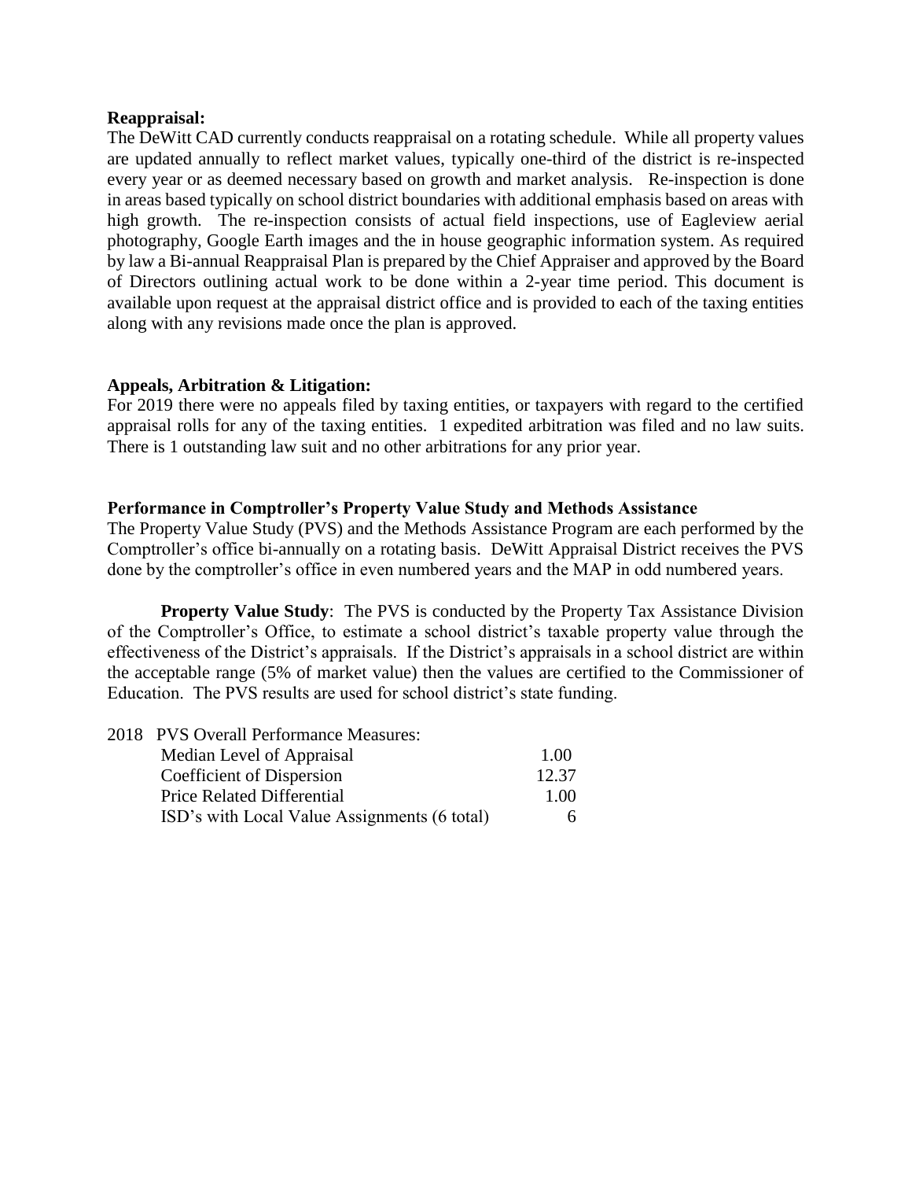**Reappraisal:**

The DeWitt CAD currently conducts reappraisal on a rotating schedule. While all property values are updated annually to reflect market values, typically one-third of the district is re-inspected every year or as deemed necessary based on growth and market analysis. Re-inspection is done in areas based typically on school district boundaries with additional emphasis based on areas with high growth. The re-inspection consists of actual field inspections, use of Eagleview aerial photography, Google Earth images and the in house geographic information system. As required by law a Bi-annual Reappraisal Plan is prepared by the Chief Appraiser and approved by the Board of Directors outlining actual work to be done within a 2-year time period. This document is available upon request at the appraisal district office and is provided to each of the taxing entities along with any revisions made once the plan is approved.

**Appeals, Arbitration & Litigation:**

For 2019 there were no appeals filed by taxing entities, or taxpayers with regard to the certified appraisal rolls for any of the taxing entities. 1 expedited arbitration was filed and no law suits. There is 1 outstanding law suit and no other arbitrations for any prior year.

**Performance in Comptroller's Property Value Study and Methods Assistance**

The Property Value Study (PVS) and the Methods Assistance Program are each performed by the Comptroller's office bi-annually on a rotating basis. DeWitt Appraisal District receives the PVS done by the comptroller's office in even numbered years and the MAP in odd numbered years.

**Property Value Study**: The PVS is conducted by the Property Tax Assistance Division of the Comptroller's Office, to estimate a school district's taxable property value through the effectiveness of the District's appraisals. If the District's appraisals in a school district are within the acceptable range (5% of market value) then the values are certified to the Commissioner of Education. The PVS results are used for school district's state funding.

| 2018 PVS Overall Performance Measures: | |
|---|---|
| Median Level of Appraisal | 1.00 |
| Coefficient of Dispersion | 12.37 |
| Price Related Differential | 1.00 |
| ISD's with Local Value Assignments (6 total) | 6 |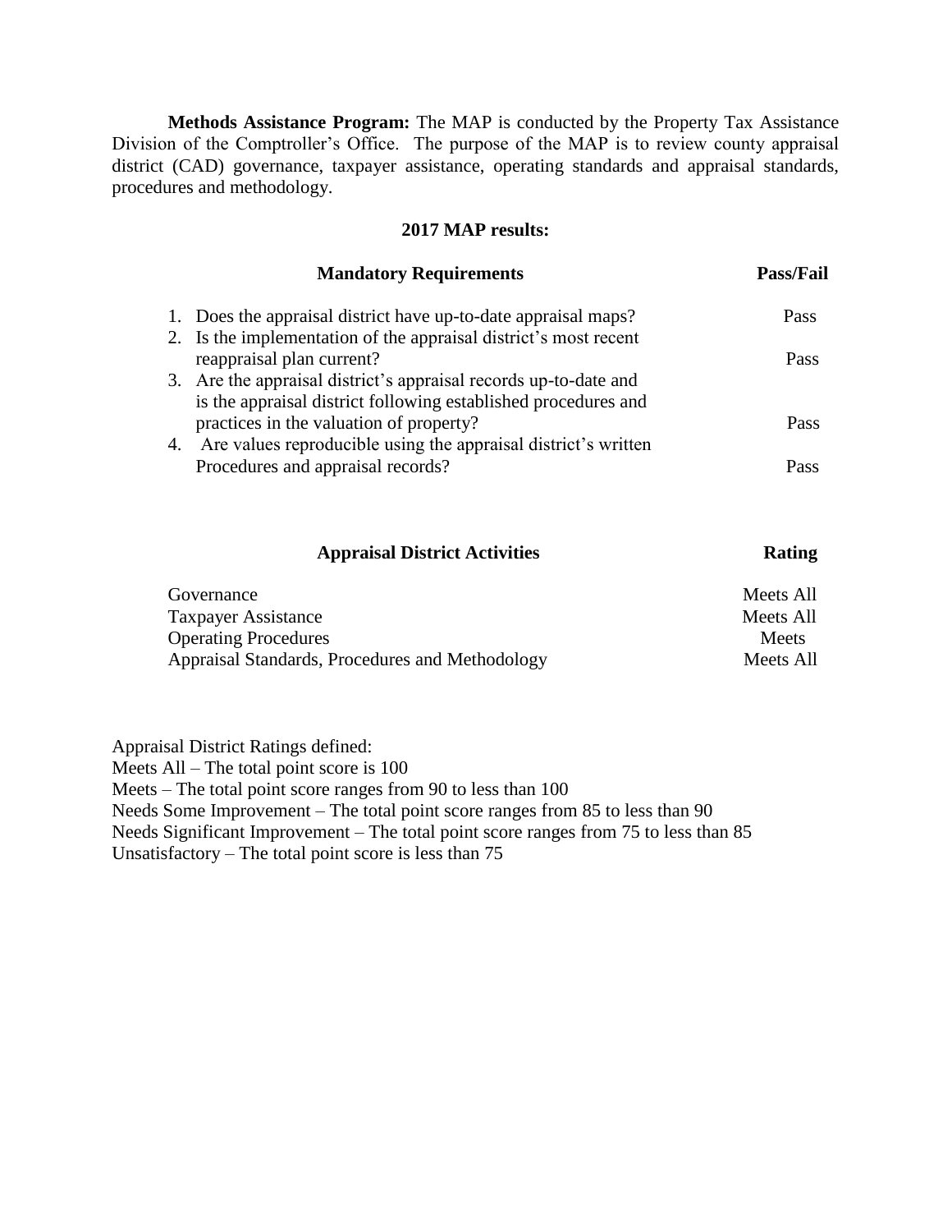**Methods Assistance Program:** The MAP is conducted by the Property Tax Assistance Division of the Comptroller's Office. The purpose of the MAP is to review county appraisal district (CAD) governance, taxpayer assistance, operating standards and appraisal standards, procedures and methodology.

**2017 MAP results:**

| **Mandatory Requirements** | **Pass/Fail** |
|---|---|
| 1. Does the appraisal district have up-to-date appraisal maps? | Pass |
| 2. Is the implementation of the appraisal district's most recent reappraisal plan current? | Pass |
| 3. Are the appraisal district's appraisal records up-to-date and is the appraisal district following established procedures and practices in the valuation of property? | Pass |
| 4. Are values reproducible using the appraisal district's written Procedures and appraisal records? | Pass |

| **Appraisal District Activities** | **Rating** |
|---|---|
| Governance | Meets All |
| Taxpayer Assistance | Meets All |
| Operating Procedures | Meets |
| Appraisal Standards, Procedures and Methodology | Meets All |

Appraisal District Ratings defined:
Meets All – The total point score is 100
Meets – The total point score ranges from 90 to less than 100
Needs Some Improvement – The total point score ranges from 85 to less than 90
Needs Significant Improvement – The total point score ranges from 75 to less than 85
Unsatisfactory – The total point score is less than 75